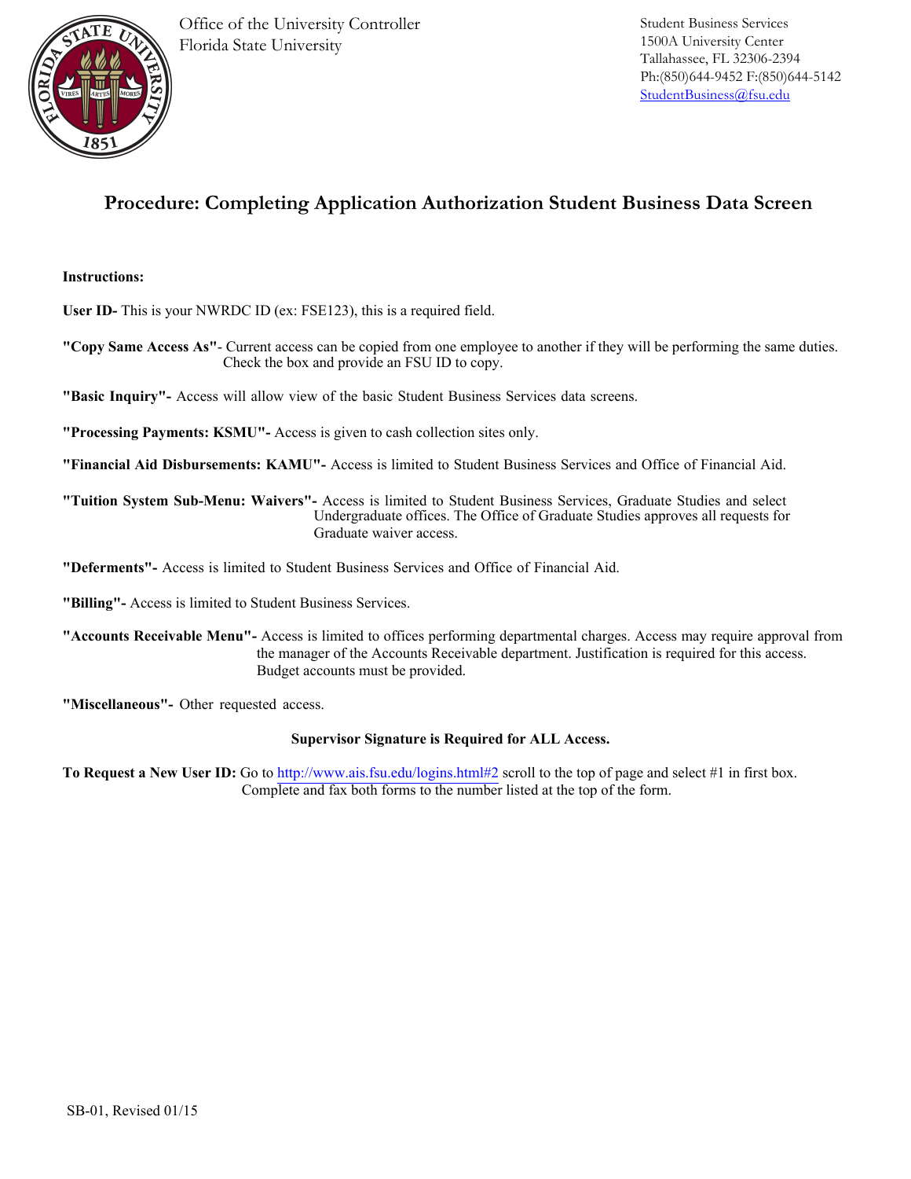Office of the University Controller
Florida State University

Student Business Services
1500A University Center
Tallahassee, FL 32306-2394
Ph:(850)644-9452 F:(850)644-5142
StudentBusiness@fsu.edu

# Procedure: Completing Application Authorization Student Business Data Screen

**Instructions:**

**User ID-** This is your NWRDC ID (ex: FSE123), this is a required field.

**"Copy Same Access As"**- Current access can be copied from one employee to another if they will be performing the same duties. Check the box and provide an FSU ID to copy.

**"Basic Inquiry"-** Access will allow view of the basic Student Business Services data screens.

**"Processing Payments: KSMU"-** Access is given to cash collection sites only.

**"Financial Aid Disbursements: KAMU"-** Access is limited to Student Business Services and Office of Financial Aid.

**"Tuition System Sub-Menu: Waivers"-** Access is limited to Student Business Services, Graduate Studies and select Undergraduate offices. The Office of Graduate Studies approves all requests for Graduate waiver access.

**"Deferments"-** Access is limited to Student Business Services and Office of Financial Aid.

**"Billing"-** Access is limited to Student Business Services.

**"Accounts Receivable Menu"-** Access is limited to offices performing departmental charges. Access may require approval from the manager of the Accounts Receivable department. Justification is required for this access. Budget accounts must be provided.

**"Miscellaneous"-** Other requested access.

**Supervisor Signature is Required for ALL Access.**

**To Request a New User ID:** Go to http://www.ais.fsu.edu/logins.html#2 scroll to the top of page and select #1 in first box. Complete and fax both forms to the number listed at the top of the form.

SB-01, Revised 01/15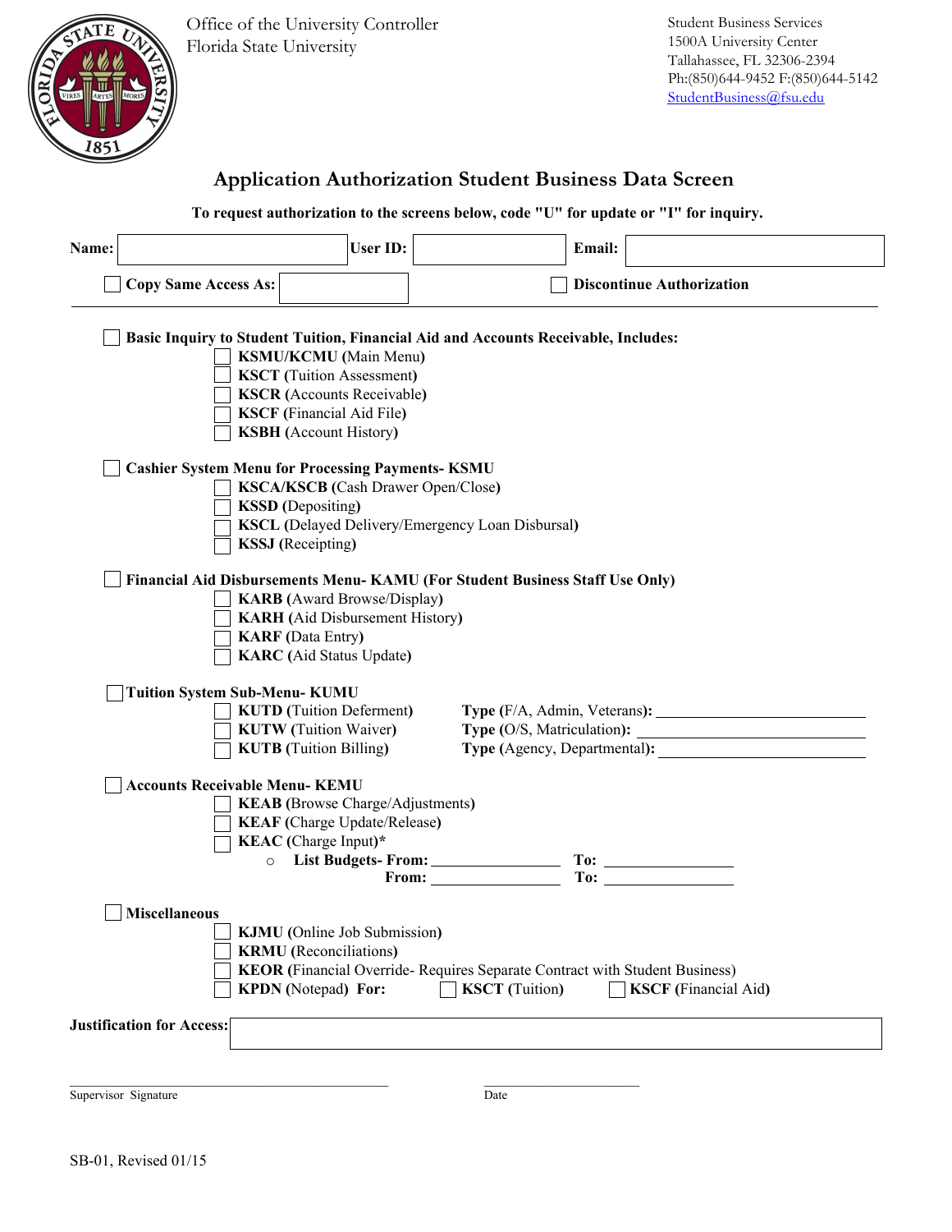Office of the University Controller
Florida State University

Student Business Services
1500A University Center
Tallahassee, FL 32306-2394
Ph:(850)644-9452 F:(850)644-5142
StudentBusiness@fsu.edu

# Application Authorization Student Business Data Screen

**To request authorization to the screens below, code "U" for update or "I" for inquiry.**

**Name:** ____________ **User ID:** ____________ **Email:** ____________

☐ **Copy Same Access As:** ____________ ☐ **Discontinue Authorization**

---

☐ **Basic Inquiry to Student Tuition, Financial Aid and Accounts Receivable, Includes:**

- ☐ **KSMU/KCMU** (Main Menu)
- ☐ **KSCT** (Tuition Assessment)
- ☐ **KSCR** (Accounts Receivable)
- ☐ **KSCF** (Financial Aid File)
- ☐ **KSBH** (Account History)

☐ **Cashier System Menu for Processing Payments- KSMU**

- ☐ **KSCA/KSCB** (Cash Drawer Open/Close)
- ☐ **KSSD** (Depositing)
- ☐ **KSCL** (Delayed Delivery/Emergency Loan Disbursal)
- ☐ **KSSJ** (Receipting)

☐ **Financial Aid Disbursements Menu- KAMU (For Student Business Staff Use Only)**

- ☐ **KARB** (Award Browse/Display)
- ☐ **KARH** (Aid Disbursement History)
- ☐ **KARF** (Data Entry)
- ☐ **KARC** (Aid Status Update)

☐ **Tuition System Sub-Menu- KUMU**

- ☐ **KUTD** (Tuition Deferment) **Type** (F/A, Admin, Veterans)**:** ____________
- ☐ **KUTW** (Tuition Waiver) **Type** (O/S, Matriculation)**:** ____________
- ☐ **KUTB** (Tuition Billing) **Type** (Agency, Departmental)**:** ____________

☐ **Accounts Receivable Menu- KEMU**

- ☐ **KEAB** (Browse Charge/Adjustments)
- ☐ **KEAF** (Charge Update/Release)
- ☐ **KEAC** (Charge Input)*
  - **List Budgets- From:** ____________ **To:** ____________
  - **From:** ____________ **To:** ____________

☐ **Miscellaneous**

- ☐ **KJMU** (Online Job Submission)
- ☐ **KRMU** (Reconciliations)
- ☐ **KEOR** (Financial Override- Requires Separate Contract with Student Business)
- ☐ **KPDN** (Notepad) **For:** ☐ **KSCT** (Tuition) ☐ **KSCF** (Financial Aid)

**Justification for Access:** ____________

______________________________ ______________
Supervisor Signature Date

SB-01, Revised 01/15